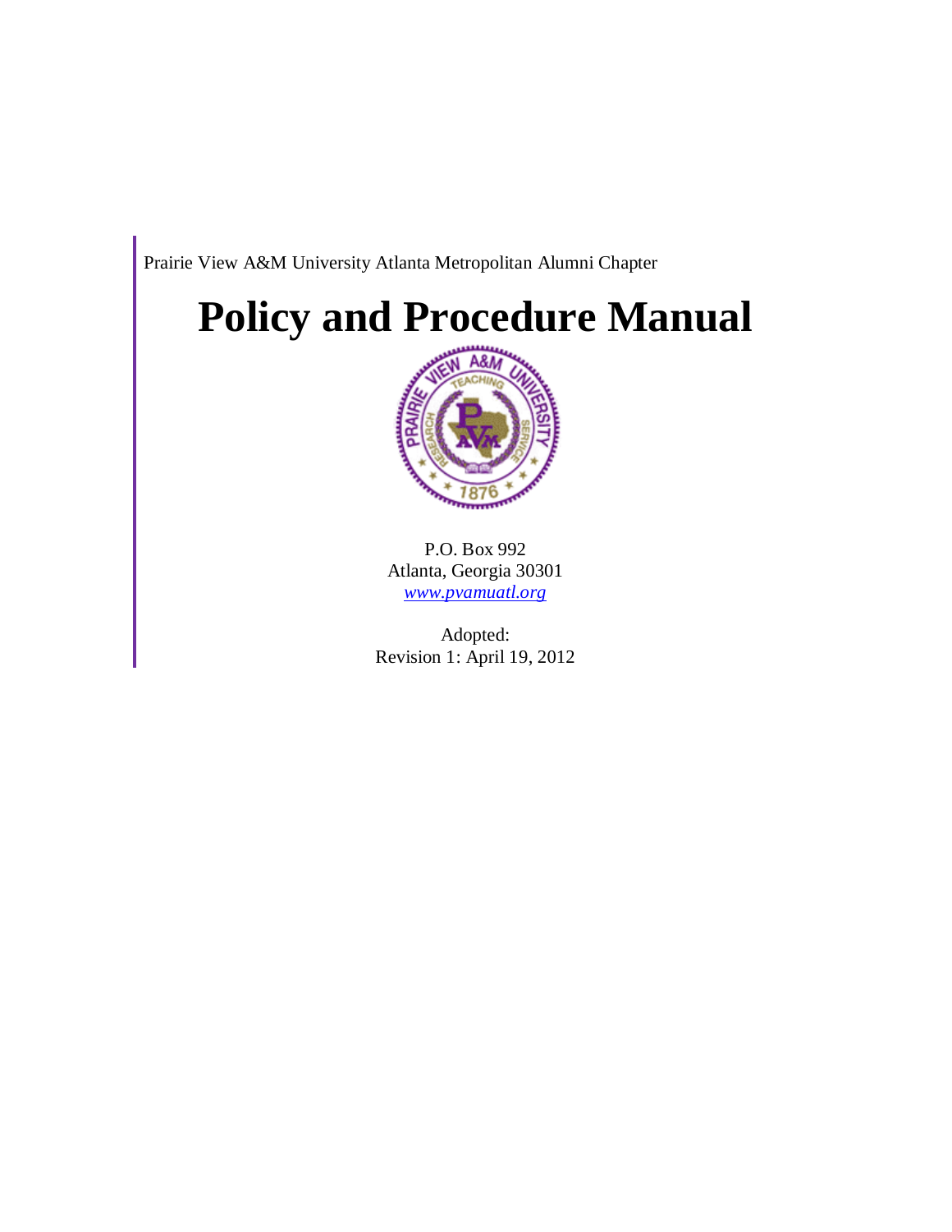Prairie View A&M University Atlanta Metropolitan Alumni Chapter

# Policy and Procedure Manual

P.O. Box 992
Atlanta, Georgia 30301
*www.pvamuatl.org*

Adopted:
Revision 1: April 19, 2012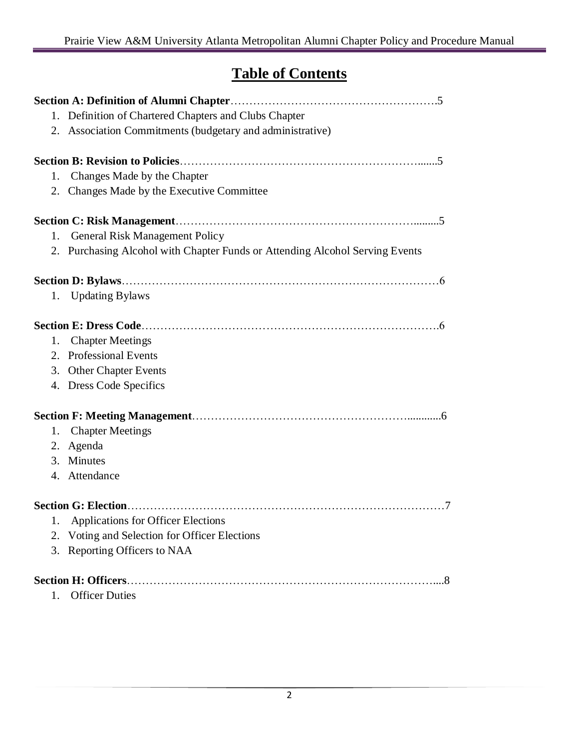# Table of Contents

**Section A: Definition of Alumni Chapter**……………………………………………….5

1. Definition of Chartered Chapters and Clubs Chapter
2. Association Commitments (budgetary and administrative)

**Section B: Revision to Policies**…………………………………………………….......5

1. Changes Made by the Chapter
2. Changes Made by the Executive Committee

**Section C: Risk Management**……………………………………………………….........5

1. General Risk Management Policy
2. Purchasing Alcohol with Chapter Funds or Attending Alcohol Serving Events

**Section D: Bylaws**………………………………………………………………………6

1. Updating Bylaws

**Section E: Dress Code**…………………………………………………………………….6

1. Chapter Meetings
2. Professional Events
3. Other Chapter Events
4. Dress Code Specifics

**Section F: Meeting Management**……………………………………………….............6

1. Chapter Meetings
2. Agenda
3. Minutes
4. Attendance

**Section G: Election**………………………………………………………………………7

1. Applications for Officer Elections
2. Voting and Selection for Officer Elections
3. Reporting Officers to NAA

**Section H: Officers**…………………………………………………………………….....8

1. Officer Duties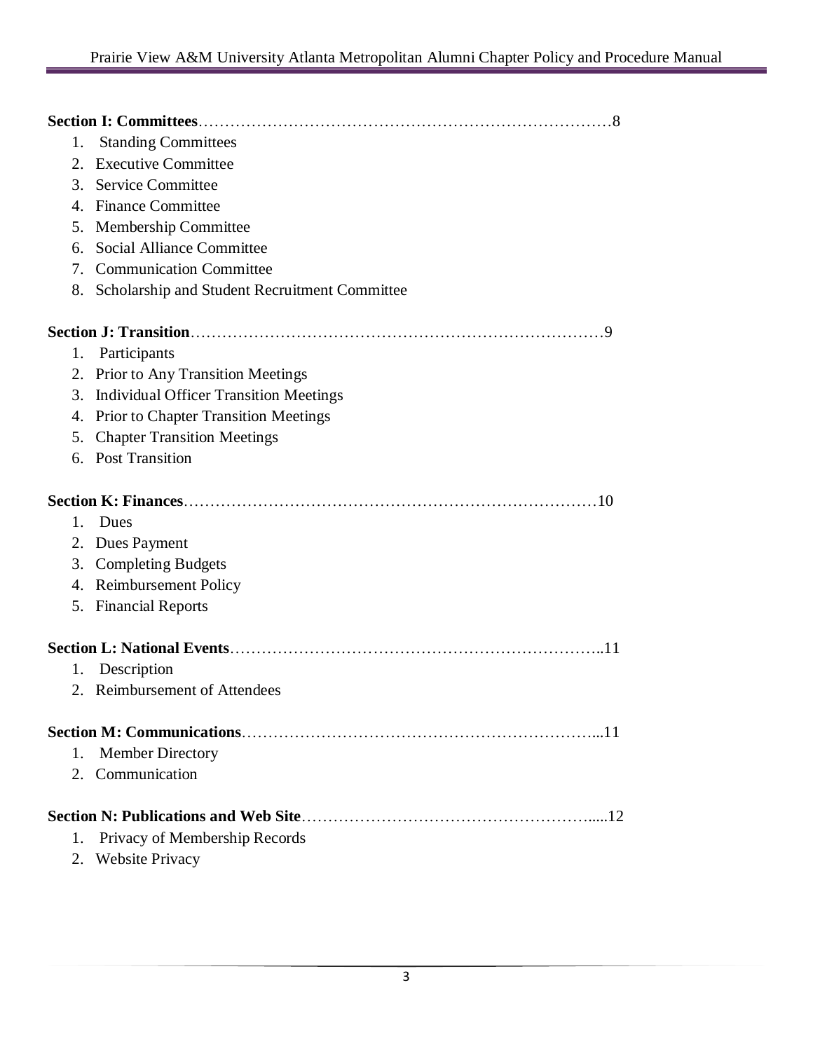**Section I: Committees**……………………………………………………………………8

1. Standing Committees
2. Executive Committee
3. Service Committee
4. Finance Committee
5. Membership Committee
6. Social Alliance Committee
7. Communication Committee
8. Scholarship and Student Recruitment Committee

**Section J: Transition**……………………………………………………………………9

1. Participants
2. Prior to Any Transition Meetings
3. Individual Officer Transition Meetings
4. Prior to Chapter Transition Meetings
5. Chapter Transition Meetings
6. Post Transition

**Section K: Finances**……………………………………………………………………10

1. Dues
2. Dues Payment
3. Completing Budgets
4. Reimbursement Policy
5. Financial Reports

**Section L: National Events**…………………………………………………………..11

1. Description
2. Reimbursement of Attendees

**Section M: Communications**………………………………………………………...11

1. Member Directory
2. Communication

**Section N: Publications and Web Site**…………………………………………….....12

1. Privacy of Membership Records
2. Website Privacy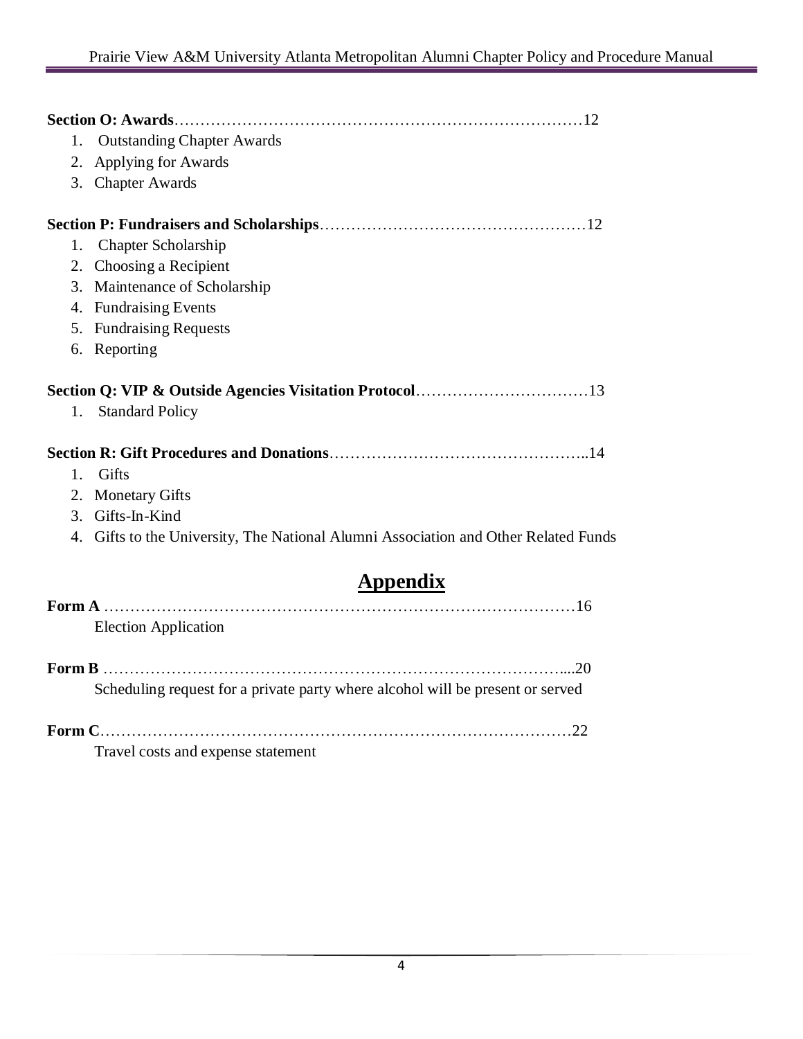**Section O: Awards**……………………………………………………………………12

1. Outstanding Chapter Awards
2. Applying for Awards
3. Chapter Awards

**Section P: Fundraisers and Scholarships**……………………………………………12

1. Chapter Scholarship
2. Choosing a Recipient
3. Maintenance of Scholarship
4. Fundraising Events
5. Fundraising Requests
6. Reporting

**Section Q: VIP & Outside Agencies Visitation Protocol**……………………………13

1. Standard Policy

**Section R: Gift Procedures and Donations**…………………………………………..14

1. Gifts
2. Monetary Gifts
3. Gifts-In-Kind
4. Gifts to the University, The National Alumni Association and Other Related Funds

## Appendix

**Form A** ……………………………………………………………………………16

Election Application

**Form B** …………………………………………………………………………....20

Scheduling request for a private party where alcohol will be present or served

**Form C**……………………………………………………………………………22

Travel costs and expense statement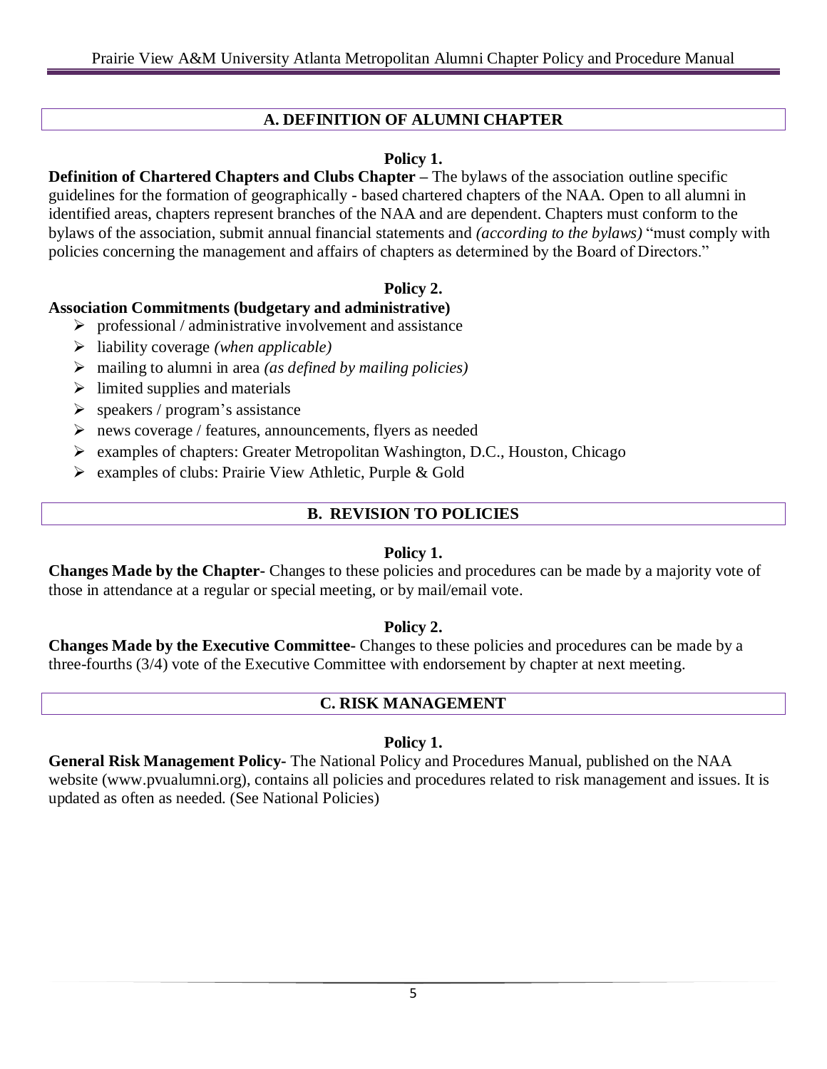## A. DEFINITION OF ALUMNI CHAPTER

**Policy 1.**

**Definition of Chartered Chapters and Clubs Chapter –** The bylaws of the association outline specific guidelines for the formation of geographically - based chartered chapters of the NAA. Open to all alumni in identified areas, chapters represent branches of the NAA and are dependent. Chapters must conform to the bylaws of the association, submit annual financial statements and *(according to the bylaws)* "must comply with policies concerning the management and affairs of chapters as determined by the Board of Directors."

**Policy 2.**

**Association Commitments (budgetary and administrative)**

- professional / administrative involvement and assistance
- liability coverage *(when applicable)*
- mailing to alumni in area *(as defined by mailing policies)*
- limited supplies and materials
- speakers / program's assistance
- news coverage / features, announcements, flyers as needed
- examples of chapters: Greater Metropolitan Washington, D.C., Houston, Chicago
- examples of clubs: Prairie View Athletic, Purple & Gold

## B. REVISION TO POLICIES

**Policy 1.**

**Changes Made by the Chapter-** Changes to these policies and procedures can be made by a majority vote of those in attendance at a regular or special meeting, or by mail/email vote.

**Policy 2.**

**Changes Made by the Executive Committee-** Changes to these policies and procedures can be made by a three-fourths (3/4) vote of the Executive Committee with endorsement by chapter at next meeting.

## C. RISK MANAGEMENT

**Policy 1.**

**General Risk Management Policy-** The National Policy and Procedures Manual, published on the NAA website (www.pvualumni.org), contains all policies and procedures related to risk management and issues. It is updated as often as needed. (See National Policies)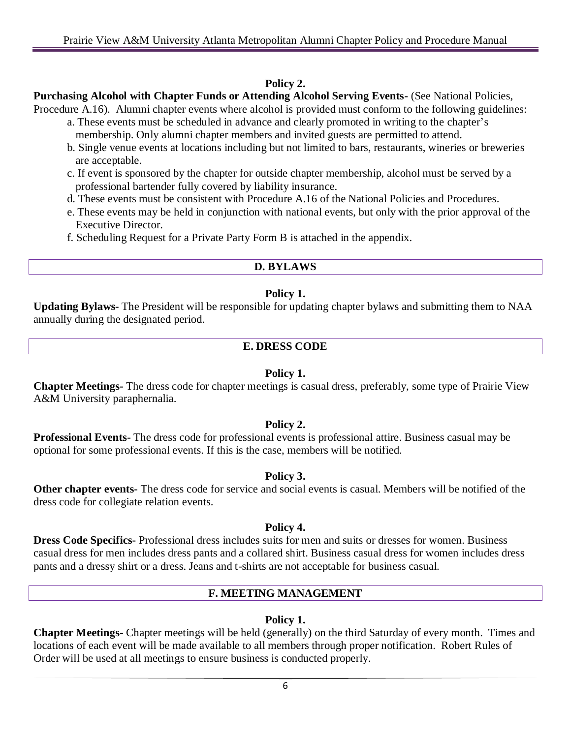**Policy 2.**

**Purchasing Alcohol with Chapter Funds or Attending Alcohol Serving Events-** (See National Policies, Procedure A.16). Alumni chapter events where alcohol is provided must conform to the following guidelines:

a. These events must be scheduled in advance and clearly promoted in writing to the chapter's membership. Only alumni chapter members and invited guests are permitted to attend.
b. Single venue events at locations including but not limited to bars, restaurants, wineries or breweries are acceptable.
c. If event is sponsored by the chapter for outside chapter membership, alcohol must be served by a professional bartender fully covered by liability insurance.
d. These events must be consistent with Procedure A.16 of the National Policies and Procedures.
e. These events may be held in conjunction with national events, but only with the prior approval of the Executive Director.
f. Scheduling Request for a Private Party Form B is attached in the appendix.

## D. BYLAWS

**Policy 1.**

**Updating Bylaws-** The President will be responsible for updating chapter bylaws and submitting them to NAA annually during the designated period.

## E. DRESS CODE

**Policy 1.**

**Chapter Meetings-** The dress code for chapter meetings is casual dress, preferably, some type of Prairie View A&M University paraphernalia.

**Policy 2.**

**Professional Events-** The dress code for professional events is professional attire. Business casual may be optional for some professional events. If this is the case, members will be notified.

**Policy 3.**

**Other chapter events-** The dress code for service and social events is casual. Members will be notified of the dress code for collegiate relation events.

**Policy 4.**

**Dress Code Specifics-** Professional dress includes suits for men and suits or dresses for women. Business casual dress for men includes dress pants and a collared shirt. Business casual dress for women includes dress pants and a dressy shirt or a dress. Jeans and t-shirts are not acceptable for business casual.

## F. MEETING MANAGEMENT

**Policy 1.**

**Chapter Meetings-** Chapter meetings will be held (generally) on the third Saturday of every month. Times and locations of each event will be made available to all members through proper notification. Robert Rules of Order will be used at all meetings to ensure business is conducted properly.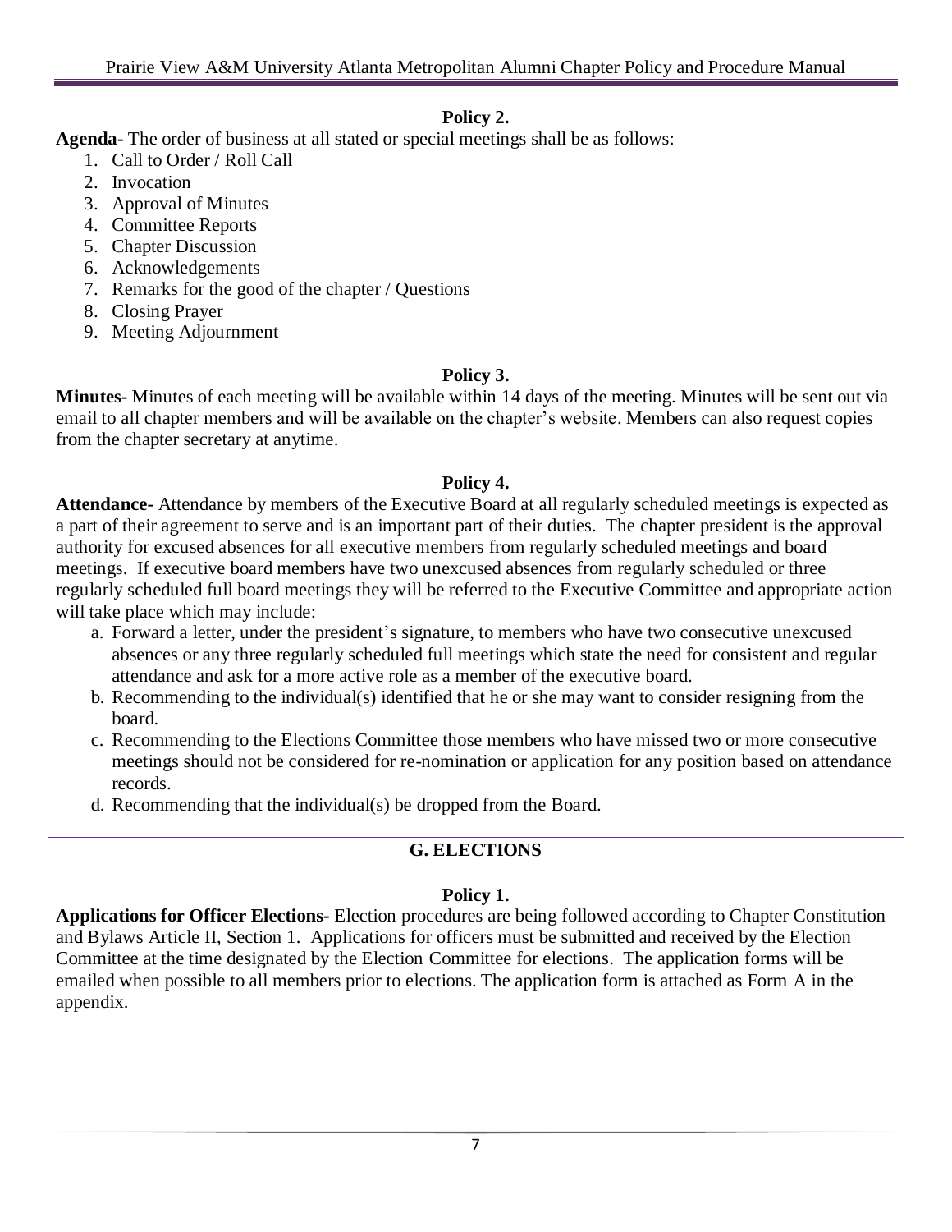### Policy 2.

**Agenda-** The order of business at all stated or special meetings shall be as follows:

1. Call to Order / Roll Call
2. Invocation
3. Approval of Minutes
4. Committee Reports
5. Chapter Discussion
6. Acknowledgements
7. Remarks for the good of the chapter / Questions
8. Closing Prayer
9. Meeting Adjournment

### Policy 3.

**Minutes-** Minutes of each meeting will be available within 14 days of the meeting. Minutes will be sent out via email to all chapter members and will be available on the chapter's website. Members can also request copies from the chapter secretary at anytime.

### Policy 4.

**Attendance-** Attendance by members of the Executive Board at all regularly scheduled meetings is expected as a part of their agreement to serve and is an important part of their duties. The chapter president is the approval authority for excused absences for all executive members from regularly scheduled meetings and board meetings. If executive board members have two unexcused absences from regularly scheduled or three regularly scheduled full board meetings they will be referred to the Executive Committee and appropriate action will take place which may include:

a. Forward a letter, under the president's signature, to members who have two consecutive unexcused absences or any three regularly scheduled full meetings which state the need for consistent and regular attendance and ask for a more active role as a member of the executive board.
b. Recommending to the individual(s) identified that he or she may want to consider resigning from the board.
c. Recommending to the Elections Committee those members who have missed two or more consecutive meetings should not be considered for re-nomination or application for any position based on attendance records.
d. Recommending that the individual(s) be dropped from the Board.

## G. ELECTIONS

### Policy 1.

**Applications for Officer Elections-** Election procedures are being followed according to Chapter Constitution and Bylaws Article II, Section 1. Applications for officers must be submitted and received by the Election Committee at the time designated by the Election Committee for elections. The application forms will be emailed when possible to all members prior to elections. The application form is attached as Form A in the appendix.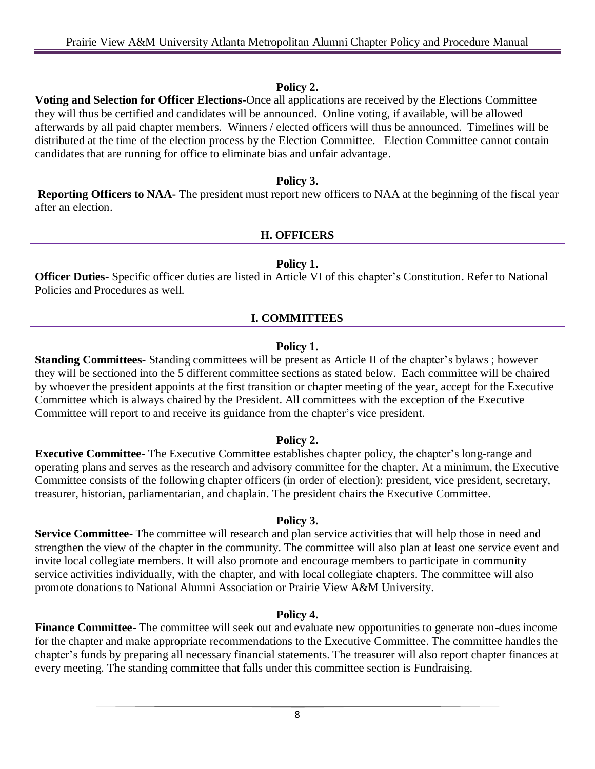**Policy 2.**

**Voting and Selection for Officer Elections-**Once all applications are received by the Elections Committee they will thus be certified and candidates will be announced. Online voting, if available, will be allowed afterwards by all paid chapter members. Winners / elected officers will thus be announced. Timelines will be distributed at the time of the election process by the Election Committee. Election Committee cannot contain candidates that are running for office to eliminate bias and unfair advantage.

**Policy 3.**

**Reporting Officers to NAA-** The president must report new officers to NAA at the beginning of the fiscal year after an election.

## H. OFFICERS

**Policy 1.**

**Officer Duties-** Specific officer duties are listed in Article VI of this chapter's Constitution. Refer to National Policies and Procedures as well.

## I. COMMITTEES

**Policy 1.**

**Standing Committees-** Standing committees will be present as Article II of the chapter's bylaws ; however they will be sectioned into the 5 different committee sections as stated below. Each committee will be chaired by whoever the president appoints at the first transition or chapter meeting of the year, accept for the Executive Committee which is always chaired by the President. All committees with the exception of the Executive Committee will report to and receive its guidance from the chapter's vice president.

**Policy 2.**

**Executive Committee**- The Executive Committee establishes chapter policy, the chapter's long-range and operating plans and serves as the research and advisory committee for the chapter. At a minimum, the Executive Committee consists of the following chapter officers (in order of election): president, vice president, secretary, treasurer, historian, parliamentarian, and chaplain. The president chairs the Executive Committee.

**Policy 3.**

**Service Committee-** The committee will research and plan service activities that will help those in need and strengthen the view of the chapter in the community. The committee will also plan at least one service event and invite local collegiate members. It will also promote and encourage members to participate in community service activities individually, with the chapter, and with local collegiate chapters. The committee will also promote donations to National Alumni Association or Prairie View A&M University.

**Policy 4.**

**Finance Committee**- The committee will seek out and evaluate new opportunities to generate non-dues income for the chapter and make appropriate recommendations to the Executive Committee. The committee handles the chapter's funds by preparing all necessary financial statements. The treasurer will also report chapter finances at every meeting. The standing committee that falls under this committee section is Fundraising.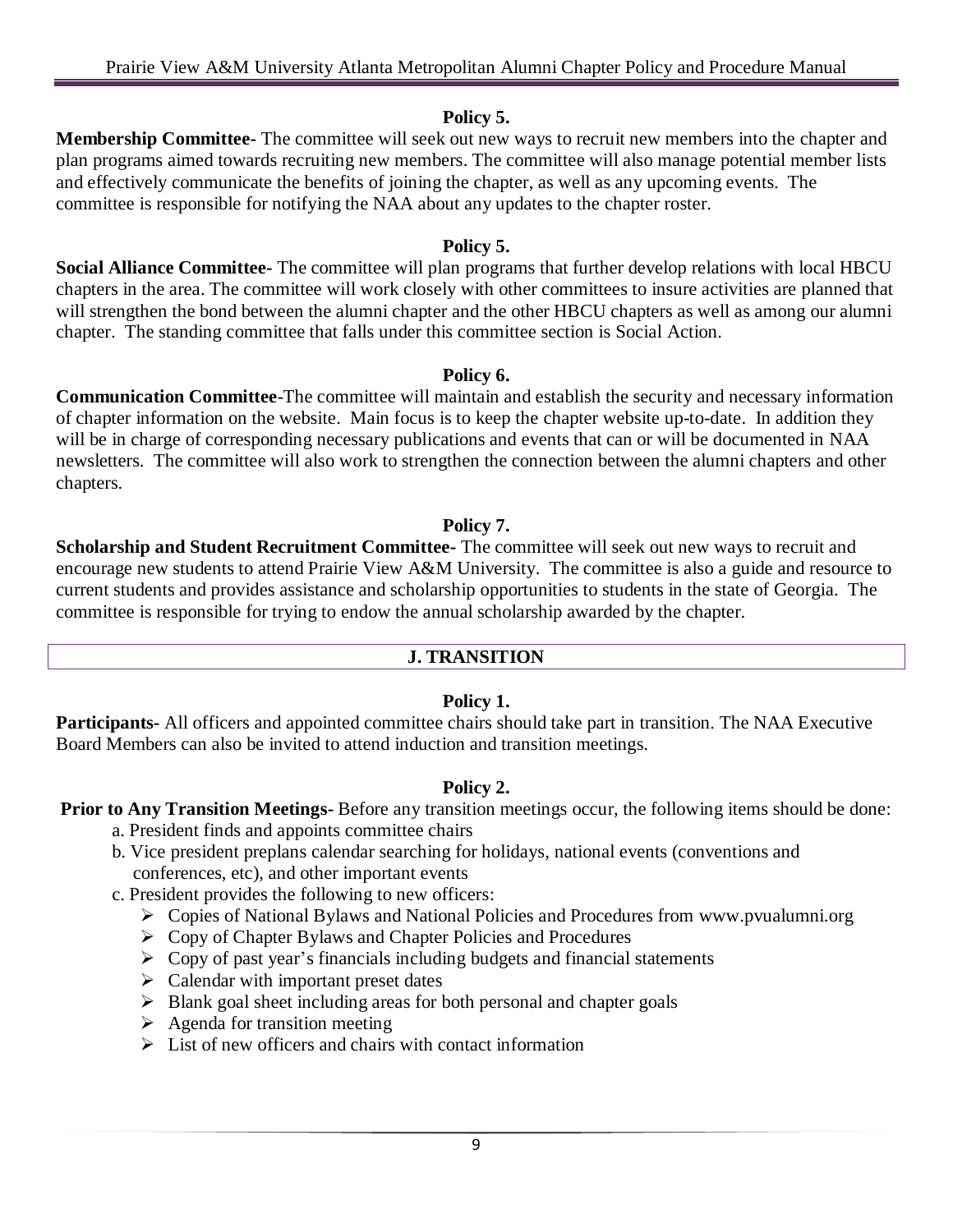**Policy 5.**

**Membership Committee-** The committee will seek out new ways to recruit new members into the chapter and plan programs aimed towards recruiting new members. The committee will also manage potential member lists and effectively communicate the benefits of joining the chapter, as well as any upcoming events. The committee is responsible for notifying the NAA about any updates to the chapter roster.

**Policy 5.**

**Social Alliance Committee-** The committee will plan programs that further develop relations with local HBCU chapters in the area. The committee will work closely with other committees to insure activities are planned that will strengthen the bond between the alumni chapter and the other HBCU chapters as well as among our alumni chapter. The standing committee that falls under this committee section is Social Action.

**Policy 6.**

**Communication Committee**-The committee will maintain and establish the security and necessary information of chapter information on the website. Main focus is to keep the chapter website up-to-date. In addition they will be in charge of corresponding necessary publications and events that can or will be documented in NAA newsletters. The committee will also work to strengthen the connection between the alumni chapters and other chapters.

**Policy 7.**

**Scholarship and Student Recruitment Committee-** The committee will seek out new ways to recruit and encourage new students to attend Prairie View A&M University. The committee is also a guide and resource to current students and provides assistance and scholarship opportunities to students in the state of Georgia. The committee is responsible for trying to endow the annual scholarship awarded by the chapter.

## J. TRANSITION

**Policy 1.**

**Participants-** All officers and appointed committee chairs should take part in transition. The NAA Executive Board Members can also be invited to attend induction and transition meetings.

**Policy 2.**

**Prior to Any Transition Meetings-** Before any transition meetings occur, the following items should be done:

a. President finds and appoints committee chairs

b. Vice president preplans calendar searching for holidays, national events (conventions and conferences, etc), and other important events

c. President provides the following to new officers:

- Copies of National Bylaws and National Policies and Procedures from www.pvualumni.org
- Copy of Chapter Bylaws and Chapter Policies and Procedures
- Copy of past year's financials including budgets and financial statements
- Calendar with important preset dates
- Blank goal sheet including areas for both personal and chapter goals
- Agenda for transition meeting
- List of new officers and chairs with contact information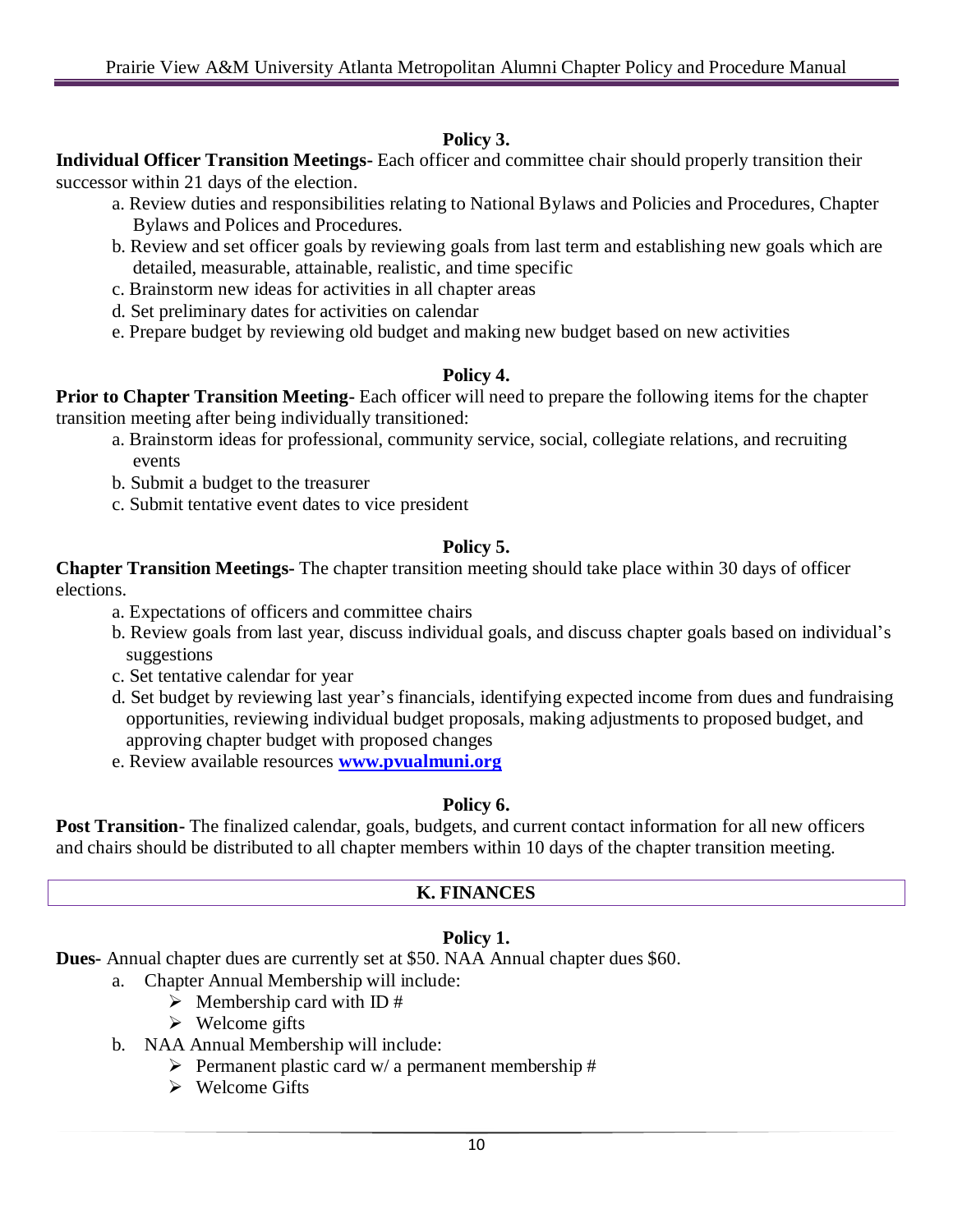**Policy 3.**

**Individual Officer Transition Meetings-** Each officer and committee chair should properly transition their successor within 21 days of the election.

a. Review duties and responsibilities relating to National Bylaws and Policies and Procedures, Chapter Bylaws and Polices and Procedures.
b. Review and set officer goals by reviewing goals from last term and establishing new goals which are detailed, measurable, attainable, realistic, and time specific
c. Brainstorm new ideas for activities in all chapter areas
d. Set preliminary dates for activities on calendar
e. Prepare budget by reviewing old budget and making new budget based on new activities

**Policy 4.**

**Prior to Chapter Transition Meeting-** Each officer will need to prepare the following items for the chapter transition meeting after being individually transitioned:

a. Brainstorm ideas for professional, community service, social, collegiate relations, and recruiting events
b. Submit a budget to the treasurer
c. Submit tentative event dates to vice president

**Policy 5.**

**Chapter Transition Meetings-** The chapter transition meeting should take place within 30 days of officer elections.

a. Expectations of officers and committee chairs
b. Review goals from last year, discuss individual goals, and discuss chapter goals based on individual's suggestions
c. Set tentative calendar for year
d. Set budget by reviewing last year's financials, identifying expected income from dues and fundraising opportunities, reviewing individual budget proposals, making adjustments to proposed budget, and approving chapter budget with proposed changes
e. Review available resources **www.pvualmuni.org**

**Policy 6.**

**Post Transition-** The finalized calendar, goals, budgets, and current contact information for all new officers and chairs should be distributed to all chapter members within 10 days of the chapter transition meeting.

## K. FINANCES

**Policy 1.**

**Dues-** Annual chapter dues are currently set at $50. NAA Annual chapter dues $60.

a. Chapter Annual Membership will include:
   - Membership card with ID #
   - Welcome gifts
b. NAA Annual Membership will include:
   - Permanent plastic card w/ a permanent membership #
   - Welcome Gifts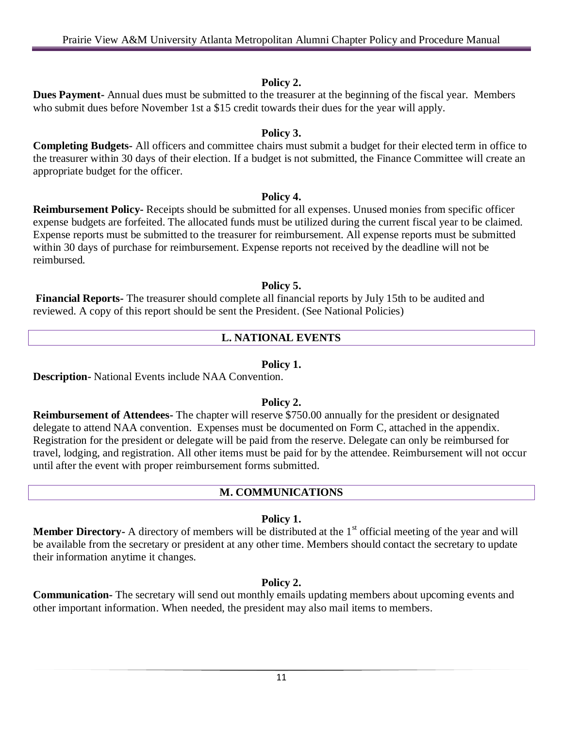**Policy 2.**

**Dues Payment-** Annual dues must be submitted to the treasurer at the beginning of the fiscal year. Members who submit dues before November 1st a $15 credit towards their dues for the year will apply.

**Policy 3.**

**Completing Budgets-** All officers and committee chairs must submit a budget for their elected term in office to the treasurer within 30 days of their election. If a budget is not submitted, the Finance Committee will create an appropriate budget for the officer.

**Policy 4.**

**Reimbursement Policy-** Receipts should be submitted for all expenses. Unused monies from specific officer expense budgets are forfeited. The allocated funds must be utilized during the current fiscal year to be claimed. Expense reports must be submitted to the treasurer for reimbursement. All expense reports must be submitted within 30 days of purchase for reimbursement. Expense reports not received by the deadline will not be reimbursed.

**Policy 5.**

**Financial Reports-** The treasurer should complete all financial reports by July 15th to be audited and reviewed. A copy of this report should be sent the President. (See National Policies)

## L. NATIONAL EVENTS

**Policy 1.**

**Description-** National Events include NAA Convention.

**Policy 2.**

**Reimbursement of Attendees-** The chapter will reserve $750.00 annually for the president or designated delegate to attend NAA convention. Expenses must be documented on Form C, attached in the appendix. Registration for the president or delegate will be paid from the reserve. Delegate can only be reimbursed for travel, lodging, and registration. All other items must be paid for by the attendee. Reimbursement will not occur until after the event with proper reimbursement forms submitted.

## M. COMMUNICATIONS

**Policy 1.**

**Member Directory-** A directory of members will be distributed at the 1st official meeting of the year and will be available from the secretary or president at any other time. Members should contact the secretary to update their information anytime it changes.

**Policy 2.**

**Communication-** The secretary will send out monthly emails updating members about upcoming events and other important information. When needed, the president may also mail items to members.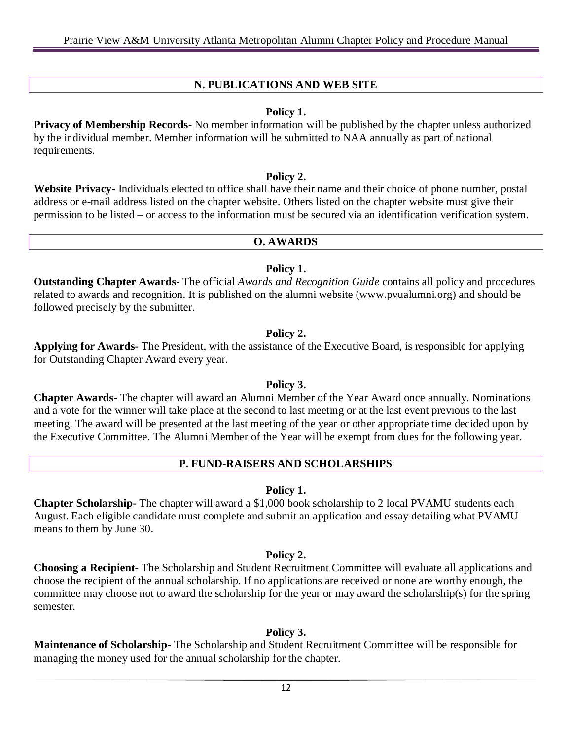## N. PUBLICATIONS AND WEB SITE

**Policy 1.**

**Privacy of Membership Records**- No member information will be published by the chapter unless authorized by the individual member. Member information will be submitted to NAA annually as part of national requirements.

**Policy 2.**

**Website Privacy-** Individuals elected to office shall have their name and their choice of phone number, postal address or e-mail address listed on the chapter website. Others listed on the chapter website must give their permission to be listed – or access to the information must be secured via an identification verification system.

## O. AWARDS

**Policy 1.**

**Outstanding Chapter Awards-** The official *Awards and Recognition Guide* contains all policy and procedures related to awards and recognition. It is published on the alumni website (www.pvualumni.org) and should be followed precisely by the submitter.

**Policy 2.**

**Applying for Awards-** The President, with the assistance of the Executive Board, is responsible for applying for Outstanding Chapter Award every year.

**Policy 3.**

**Chapter Awards-** The chapter will award an Alumni Member of the Year Award once annually. Nominations and a vote for the winner will take place at the second to last meeting or at the last event previous to the last meeting. The award will be presented at the last meeting of the year or other appropriate time decided upon by the Executive Committee. The Alumni Member of the Year will be exempt from dues for the following year.

## P. FUND-RAISERS AND SCHOLARSHIPS

**Policy 1.**

**Chapter Scholarship-** The chapter will award a $1,000 book scholarship to 2 local PVAMU students each August. Each eligible candidate must complete and submit an application and essay detailing what PVAMU means to them by June 30.

**Policy 2.**

**Choosing a Recipient-** The Scholarship and Student Recruitment Committee will evaluate all applications and choose the recipient of the annual scholarship. If no applications are received or none are worthy enough, the committee may choose not to award the scholarship for the year or may award the scholarship(s) for the spring semester.

**Policy 3.**

**Maintenance of Scholarship-** The Scholarship and Student Recruitment Committee will be responsible for managing the money used for the annual scholarship for the chapter.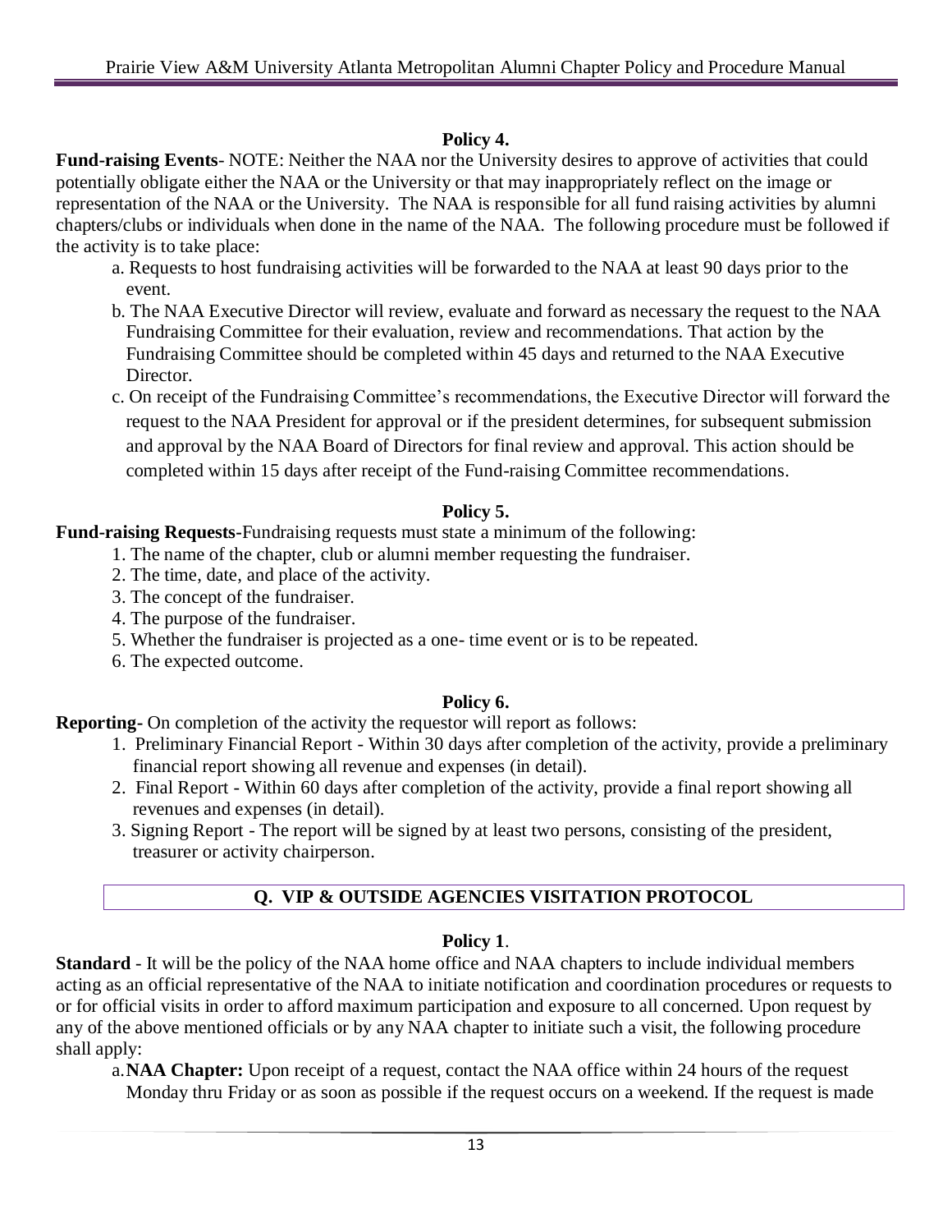**Policy 4.**

**Fund-raising Events**- NOTE: Neither the NAA nor the University desires to approve of activities that could potentially obligate either the NAA or the University or that may inappropriately reflect on the image or representation of the NAA or the University. The NAA is responsible for all fund raising activities by alumni chapters/clubs or individuals when done in the name of the NAA. The following procedure must be followed if the activity is to take place:

a. Requests to host fundraising activities will be forwarded to the NAA at least 90 days prior to the event.

b. The NAA Executive Director will review, evaluate and forward as necessary the request to the NAA Fundraising Committee for their evaluation, review and recommendations. That action by the Fundraising Committee should be completed within 45 days and returned to the NAA Executive Director.

c. On receipt of the Fundraising Committee's recommendations, the Executive Director will forward the request to the NAA President for approval or if the president determines, for subsequent submission and approval by the NAA Board of Directors for final review and approval. This action should be completed within 15 days after receipt of the Fund-raising Committee recommendations.

**Policy 5.**

**Fund-raising Requests**-Fundraising requests must state a minimum of the following:

1. The name of the chapter, club or alumni member requesting the fundraiser.
2. The time, date, and place of the activity.
3. The concept of the fundraiser.
4. The purpose of the fundraiser.
5. Whether the fundraiser is projected as a one- time event or is to be repeated.
6. The expected outcome.

**Policy 6.**

**Reporting-** On completion of the activity the requestor will report as follows:

1. Preliminary Financial Report - Within 30 days after completion of the activity, provide a preliminary financial report showing all revenue and expenses (in detail).
2. Final Report - Within 60 days after completion of the activity, provide a final report showing all revenues and expenses (in detail).
3. Signing Report - The report will be signed by at least two persons, consisting of the president, treasurer or activity chairperson.

## Q. VIP & OUTSIDE AGENCIES VISITATION PROTOCOL

**Policy 1**.

**Standard** - It will be the policy of the NAA home office and NAA chapters to include individual members acting as an official representative of the NAA to initiate notification and coordination procedures or requests to or for official visits in order to afford maximum participation and exposure to all concerned. Upon request by any of the above mentioned officials or by any NAA chapter to initiate such a visit, the following procedure shall apply:

a. **NAA Chapter:** Upon receipt of a request, contact the NAA office within 24 hours of the request Monday thru Friday or as soon as possible if the request occurs on a weekend. If the request is made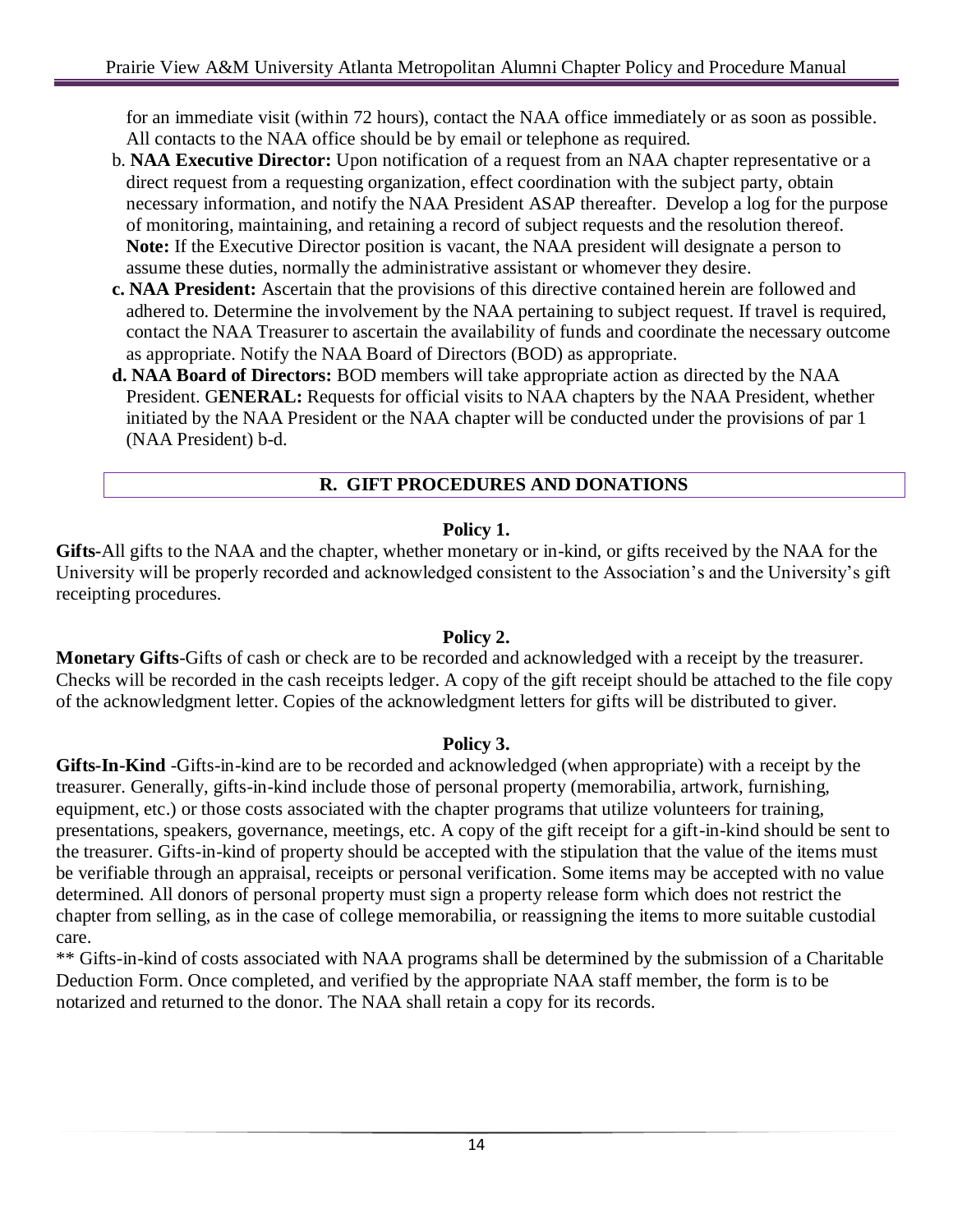for an immediate visit (within 72 hours), contact the NAA office immediately or as soon as possible. All contacts to the NAA office should be by email or telephone as required.

b. **NAA Executive Director:** Upon notification of a request from an NAA chapter representative or a direct request from a requesting organization, effect coordination with the subject party, obtain necessary information, and notify the NAA President ASAP thereafter. Develop a log for the purpose of monitoring, maintaining, and retaining a record of subject requests and the resolution thereof. **Note:** If the Executive Director position is vacant, the NAA president will designate a person to assume these duties, normally the administrative assistant or whomever they desire.

**c. NAA President:** Ascertain that the provisions of this directive contained herein are followed and adhered to. Determine the involvement by the NAA pertaining to subject request. If travel is required, contact the NAA Treasurer to ascertain the availability of funds and coordinate the necessary outcome as appropriate. Notify the NAA Board of Directors (BOD) as appropriate.

**d. NAA Board of Directors:** BOD members will take appropriate action as directed by the NAA President. G**ENERAL:** Requests for official visits to NAA chapters by the NAA President, whether initiated by the NAA President or the NAA chapter will be conducted under the provisions of par 1 (NAA President) b-d.

## R. GIFT PROCEDURES AND DONATIONS

**Policy 1.**

**Gifts-**All gifts to the NAA and the chapter, whether monetary or in-kind, or gifts received by the NAA for the University will be properly recorded and acknowledged consistent to the Association's and the University's gift receipting procedures.

**Policy 2.**

**Monetary Gifts**-Gifts of cash or check are to be recorded and acknowledged with a receipt by the treasurer. Checks will be recorded in the cash receipts ledger. A copy of the gift receipt should be attached to the file copy of the acknowledgment letter. Copies of the acknowledgment letters for gifts will be distributed to giver.

**Policy 3.**

**Gifts-In-Kind** -Gifts-in-kind are to be recorded and acknowledged (when appropriate) with a receipt by the treasurer. Generally, gifts-in-kind include those of personal property (memorabilia, artwork, furnishing, equipment, etc.) or those costs associated with the chapter programs that utilize volunteers for training, presentations, speakers, governance, meetings, etc. A copy of the gift receipt for a gift-in-kind should be sent to the treasurer. Gifts-in-kind of property should be accepted with the stipulation that the value of the items must be verifiable through an appraisal, receipts or personal verification. Some items may be accepted with no value determined. All donors of personal property must sign a property release form which does not restrict the chapter from selling, as in the case of college memorabilia, or reassigning the items to more suitable custodial care.

** Gifts-in-kind of costs associated with NAA programs shall be determined by the submission of a Charitable Deduction Form. Once completed, and verified by the appropriate NAA staff member, the form is to be notarized and returned to the donor. The NAA shall retain a copy for its records.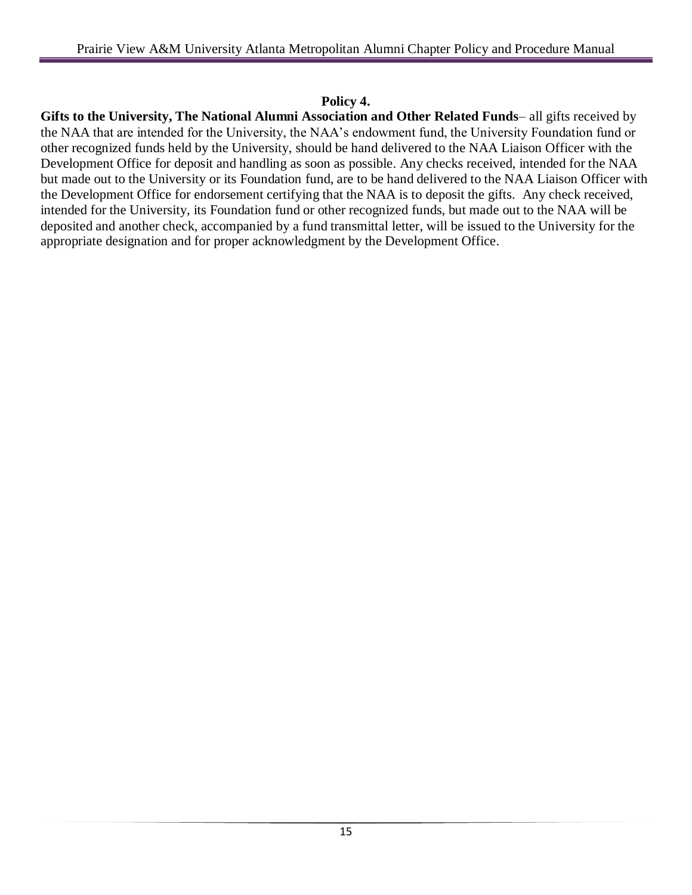**Policy 4.**

**Gifts to the University, The National Alumni Association and Other Related Funds**– all gifts received by the NAA that are intended for the University, the NAA's endowment fund, the University Foundation fund or other recognized funds held by the University, should be hand delivered to the NAA Liaison Officer with the Development Office for deposit and handling as soon as possible. Any checks received, intended for the NAA but made out to the University or its Foundation fund, are to be hand delivered to the NAA Liaison Officer with the Development Office for endorsement certifying that the NAA is to deposit the gifts. Any check received, intended for the University, its Foundation fund or other recognized funds, but made out to the NAA will be deposited and another check, accompanied by a fund transmittal letter, will be issued to the University for the appropriate designation and for proper acknowledgment by the Development Office.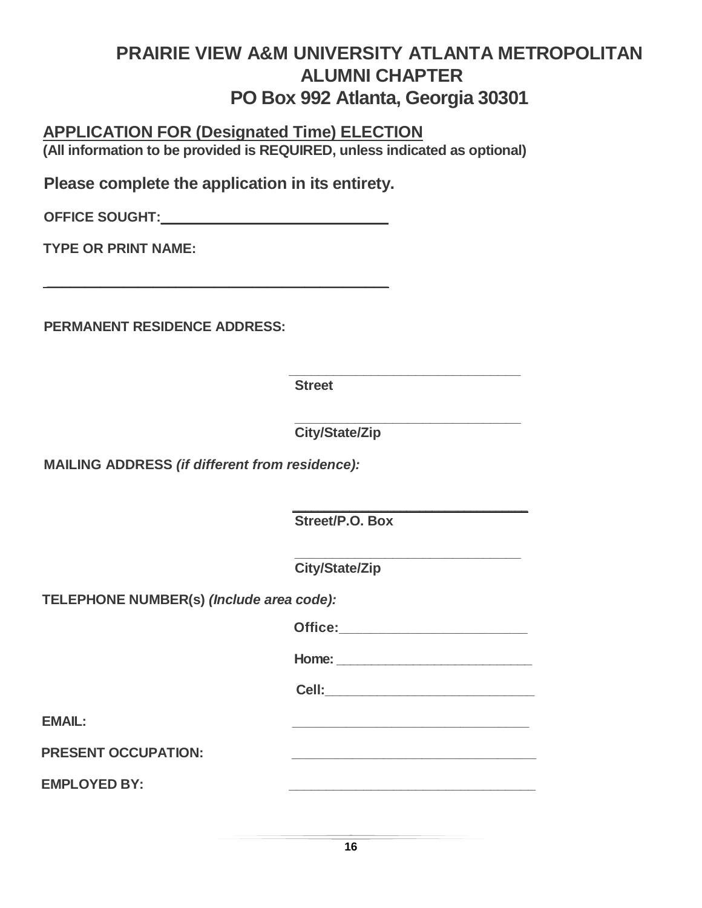# PRAIRIE VIEW A&M UNIVERSITY ATLANTA METROPOLITAN ALUMNI CHAPTER

## PO Box 992 Atlanta, Georgia 30301

**APPLICATION FOR (Designated Time) ELECTION**

**(All information to be provided is REQUIRED, unless indicated as optional)**

**Please complete the application in its entirety.**

**OFFICE SOUGHT:**______________________________

**TYPE OR PRINT NAME:**

______________________________________________

**PERMANENT RESIDENCE ADDRESS:**

______________________________
**Street**

______________________________
**City/State/Zip**

**MAILING ADDRESS** ***(if different from residence):***

______________________________
**Street/P.O. Box**

______________________________
**City/State/Zip**

**TELEPHONE NUMBER(s)** ***(Include area code):***

**Office:**__________________________

**Home:** __________________________

**Cell:**____________________________

**EMAIL:** ______________________________

**PRESENT OCCUPATION:** ______________________________

**EMPLOYED BY:** ______________________________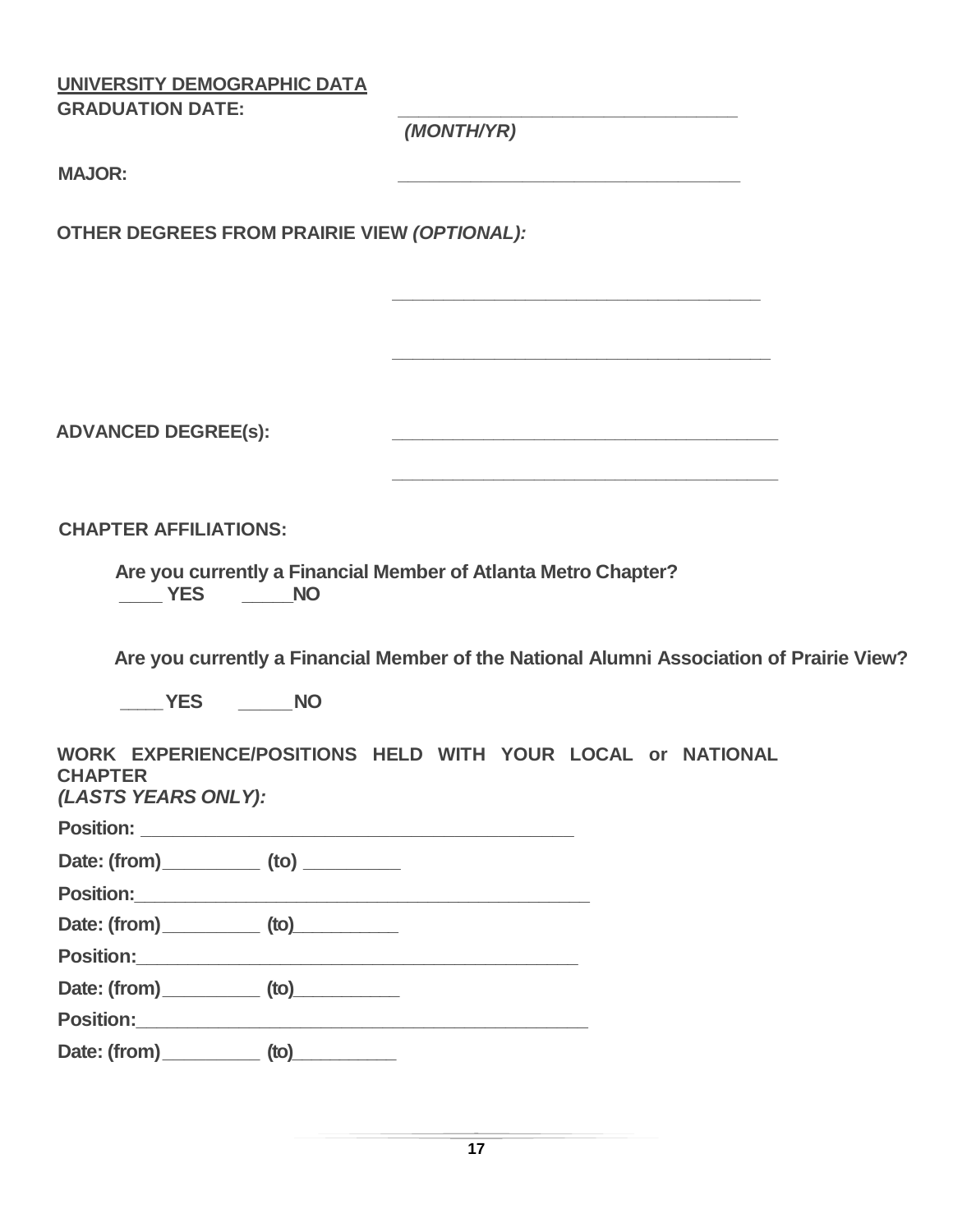**UNIVERSITY DEMOGRAPHIC DATA**

**GRADUATION DATE:** ________________________________
*(MONTH/YR)*

**MAJOR:** ________________________________

**OTHER DEGREES FROM PRAIRIE VIEW *(OPTIONAL):***

________________________________

________________________________

**ADVANCED DEGREE(s):** ________________________________

________________________________

**CHAPTER AFFILIATIONS:**

**Are you currently a Financial Member of Atlanta Metro Chapter?**
____ **YES** _____**NO**

**Are you currently a Financial Member of the National Alumni Association of Prairie View?**

____**YES** _____**NO**

**WORK EXPERIENCE/POSITIONS HELD WITH YOUR LOCAL or NATIONAL CHAPTER**
***(LASTS YEARS ONLY):***

**Position:** ________________________________________

**Date: (from)**__________ **(to)** _________

**Position:**__________________________________________

**Date: (from)**__________ **(to)**__________

**Position:**__________________________________________

**Date: (from)**__________ **(to)**__________

**Position:**__________________________________________

**Date: (from)**__________ **(to)**__________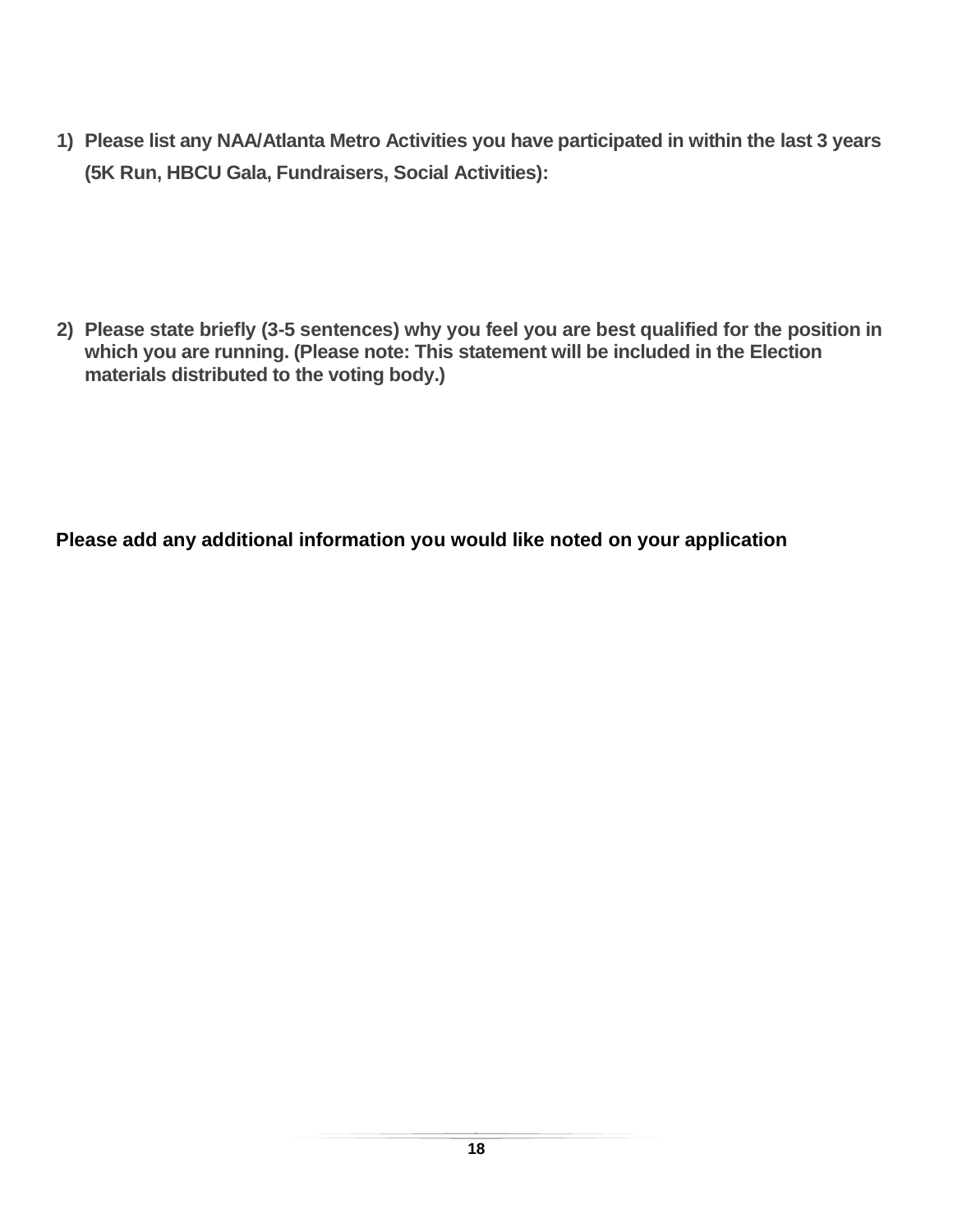1) **Please list any NAA/Atlanta Metro Activities you have participated in within the last 3 years (5K Run, HBCU Gala, Fundraisers, Social Activities):**

2) **Please state briefly (3-5 sentences) why you feel you are best qualified for the position in which you are running. (Please note: This statement will be included in the Election materials distributed to the voting body.)**

**Please add any additional information you would like noted on your application**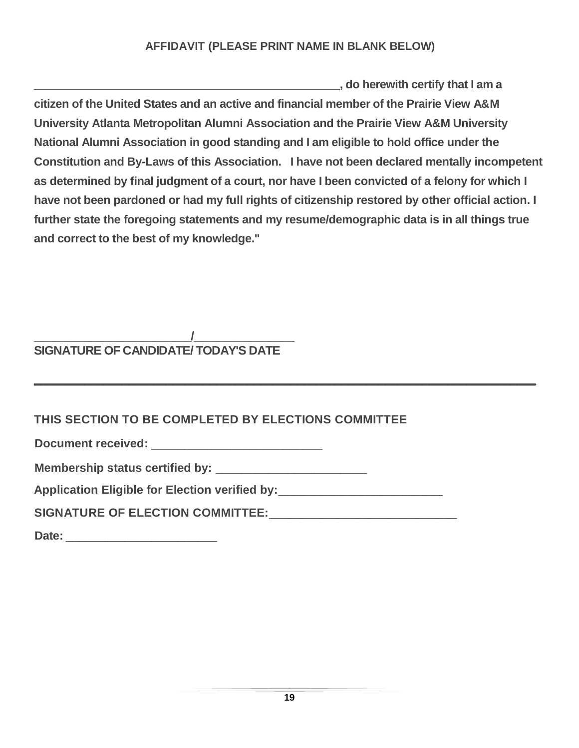**AFFIDAVIT (PLEASE PRINT NAME IN BLANK BELOW)**

**_______________________________________________, do herewith certify that I am a citizen of the United States and an active and financial member of the Prairie View A&M University Atlanta Metropolitan Alumni Association and the Prairie View A&M University National Alumni Association in good standing and I am eligible to hold office under the Constitution and By-Laws of this Association. I have not been declared mentally incompetent as determined by final judgment of a court, nor have I been convicted of a felony for which I have not been pardoned or had my full rights of citizenship restored by other official action. I further state the foregoing statements and my resume/demographic data is in all things true and correct to the best of my knowledge."**

**________________________/_______________**

**SIGNATURE OF CANDIDATE/ TODAY'S DATE**

---

**THIS SECTION TO BE COMPLETED BY ELECTIONS COMMITTEE**

**Document received:** __________________________

**Membership status certified by:** ______________________

**Application Eligible for Election verified by:**_________________________

**SIGNATURE OF ELECTION COMMITTEE:**____________________________

**Date:** _______________________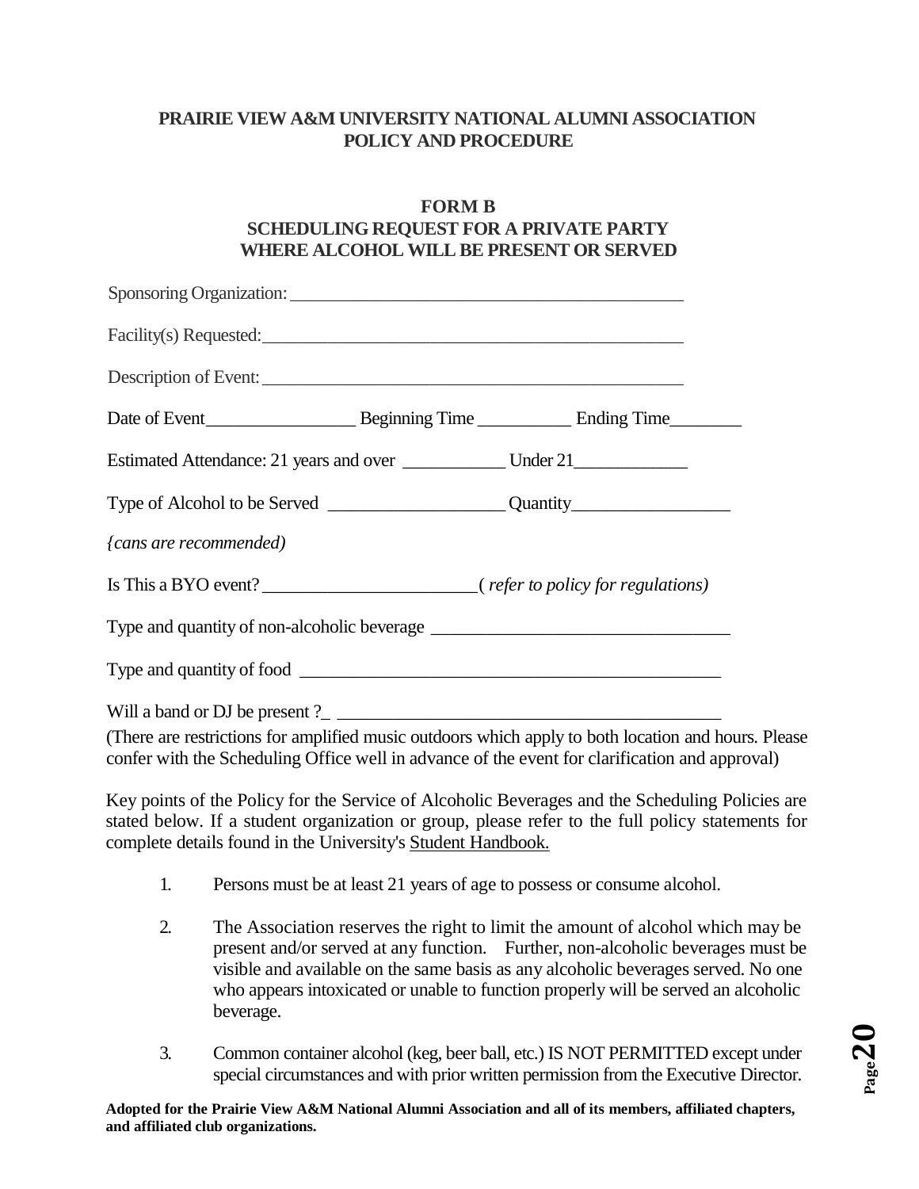**PRAIRIE VIEW A&M UNIVERSITY NATIONAL ALUMNI ASSOCIATION**
**POLICY AND PROCEDURE**

**FORM B**
**SCHEDULING REQUEST FOR A PRIVATE PARTY WHERE ALCOHOL WILL BE PRESENT OR SERVED**

Sponsoring Organization: ______________________________________________

Facility(s) Requested: ______________________________________________

Description of Event: ______________________________________________

Date of Event________________ Beginning Time __________ Ending Time________

Estimated Attendance: 21 years and over ___________ Under 21____________

Type of Alcohol to be Served ___________________ Quantity_________________

*{cans are recommended)*

Is This a BYO event? _______________________( *refer to policy for regulations)*

Type and quantity of non-alcoholic beverage ________________________________

Type and quantity of food ______________________________________________

Will a band or DJ be present ?_ ________________________________________

(There are restrictions for amplified music outdoors which apply to both location and hours. Please confer with the Scheduling Office well in advance of the event for clarification and approval)

Key points of the Policy for the Service of Alcoholic Beverages and the Scheduling Policies are stated below. If a student organization or group, please refer to the full policy statements for complete details found in the University's Student Handbook.

1. Persons must be at least 21 years of age to possess or consume alcohol.

2. The Association reserves the right to limit the amount of alcohol which may be present and/or served at any function. Further, non-alcoholic beverages must be visible and available on the same basis as any alcoholic beverages served. No one who appears intoxicated or unable to function properly will be served an alcoholic beverage.

3. Common container alcohol (keg, beer ball, etc.) IS NOT PERMITTED except under special circumstances and with prior written permission from the Executive Director.

**Adopted for the Prairie View A&M National Alumni Association and all of its members, affiliated chapters, and affiliated club organizations.**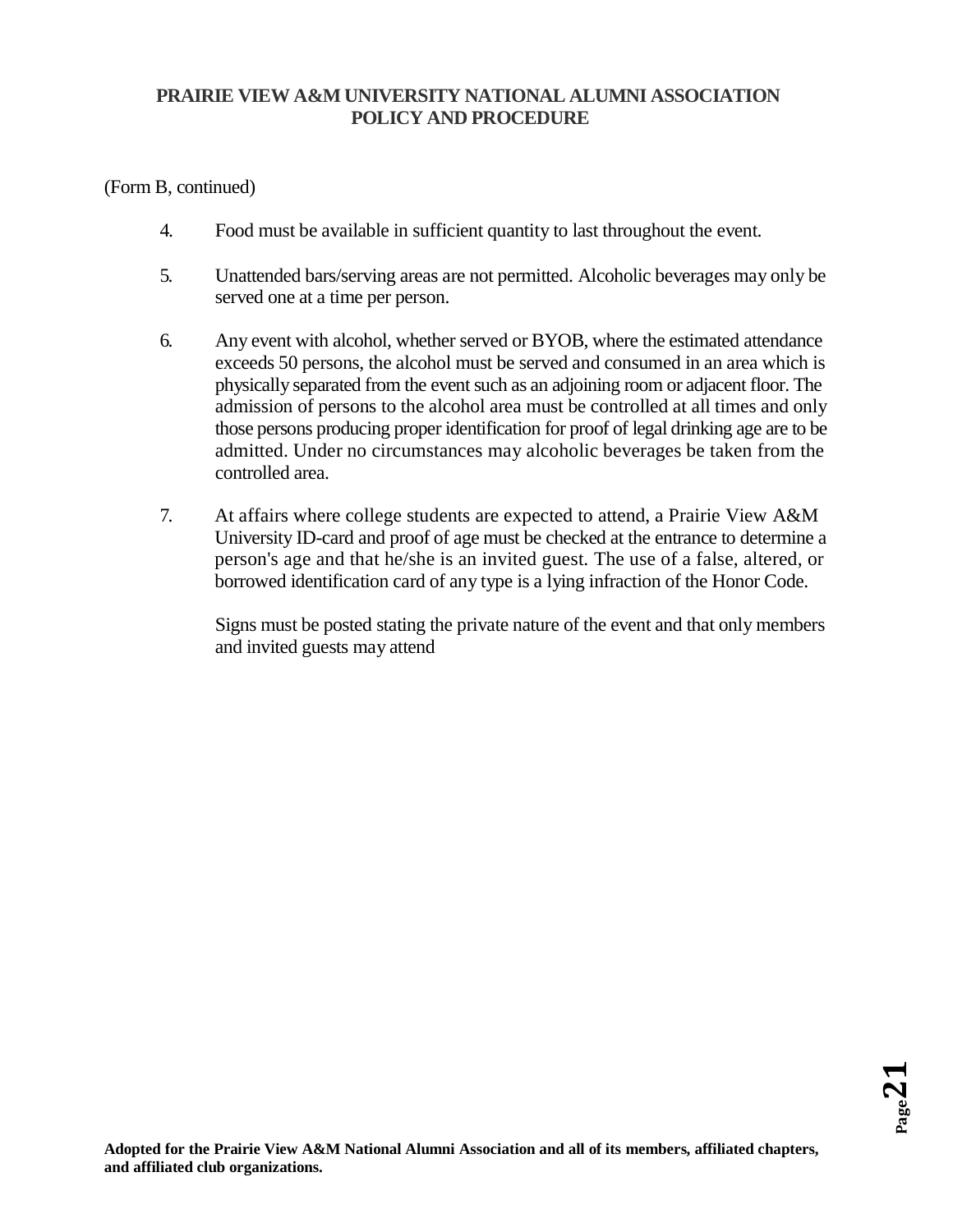**PRAIRIE VIEW A&M UNIVERSITY NATIONAL ALUMNI ASSOCIATION POLICY AND PROCEDURE**

(Form B, continued)

4. Food must be available in sufficient quantity to last throughout the event.

5. Unattended bars/serving areas are not permitted. Alcoholic beverages may only be served one at a time per person.

6. Any event with alcohol, whether served or BYOB, where the estimated attendance exceeds 50 persons, the alcohol must be served and consumed in an area which is physically separated from the event such as an adjoining room or adjacent floor. The admission of persons to the alcohol area must be controlled at all times and only those persons producing proper identification for proof of legal drinking age are to be admitted. Under no circumstances may alcoholic beverages be taken from the controlled area.

7. At affairs where college students are expected to attend, a Prairie View A&M University ID-card and proof of age must be checked at the entrance to determine a person's age and that he/she is an invited guest. The use of a false, altered, or borrowed identification card of any type is a lying infraction of the Honor Code.

   Signs must be posted stating the private nature of the event and that only members and invited guests may attend

**Adopted for the Prairie View A&M National Alumni Association and all of its members, affiliated chapters, and affiliated club organizations.**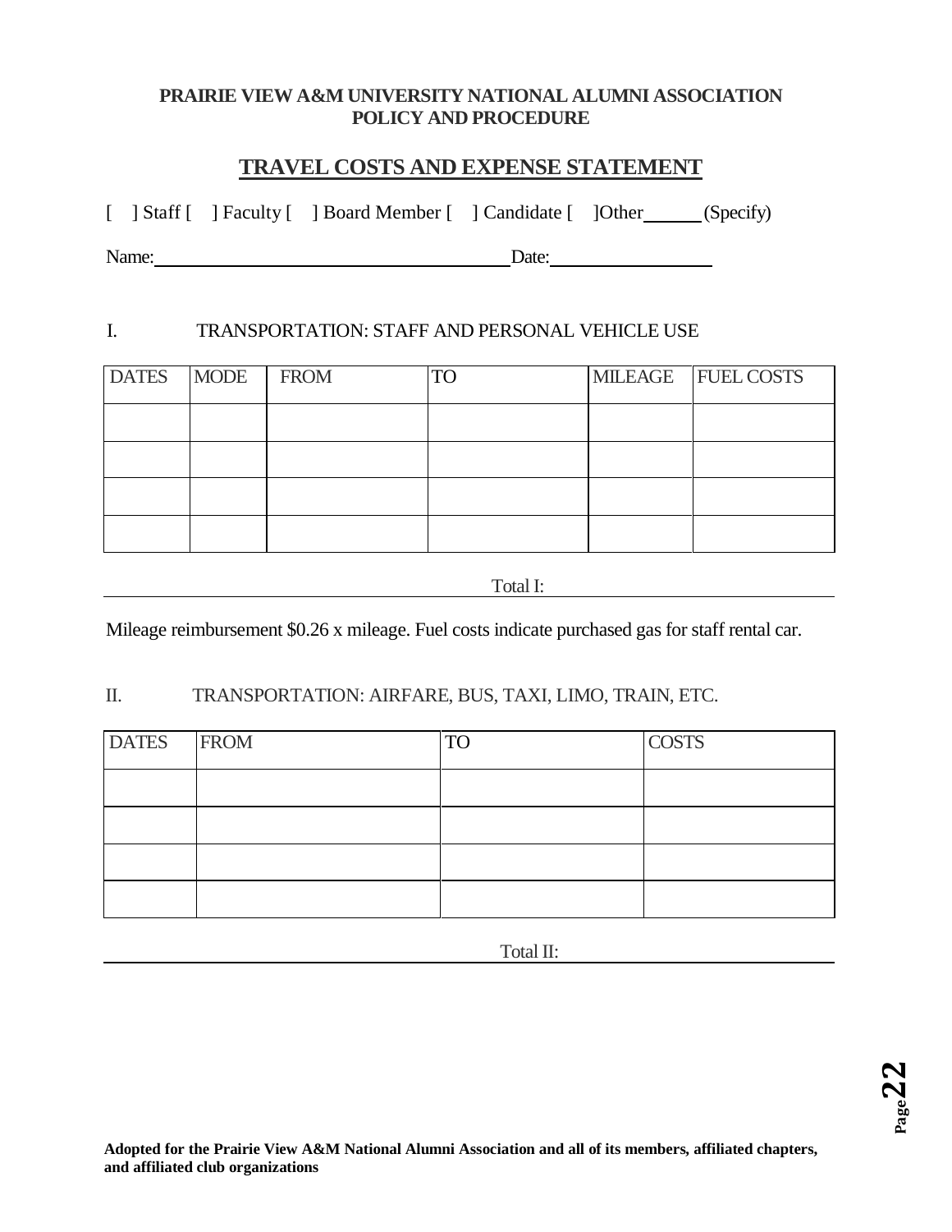**PRAIRIE VIEW A&M UNIVERSITY NATIONAL ALUMNI ASSOCIATION**
**POLICY AND PROCEDURE**

## TRAVEL COSTS AND EXPENSE STATEMENT

[ ] Staff [ ] Faculty [ ] Board Member [ ] Candidate [ ]Other ______ (Specify)

Name: ______________________________________ Date: __________________

### I. TRANSPORTATION: STAFF AND PERSONAL VEHICLE USE

| DATES | MODE | FROM | TO | MILEAGE | FUEL COSTS |
|---|---|---|---|---|---|
| | | | | | |
| | | | | | |
| | | | | | |
| | | | | | |

Total I: ____________________

Mileage reimbursement $0.26 x mileage. Fuel costs indicate purchased gas for staff rental car.

### II. TRANSPORTATION: AIRFARE, BUS, TAXI, LIMO, TRAIN, ETC.

| DATES | FROM | TO | COSTS |
|---|---|---|---|
| | | | |
| | | | |
| | | | |
| | | | |

Total II: ____________________

**Adopted for the Prairie View A&M National Alumni Association and all of its members, affiliated chapters, and affiliated club organizations**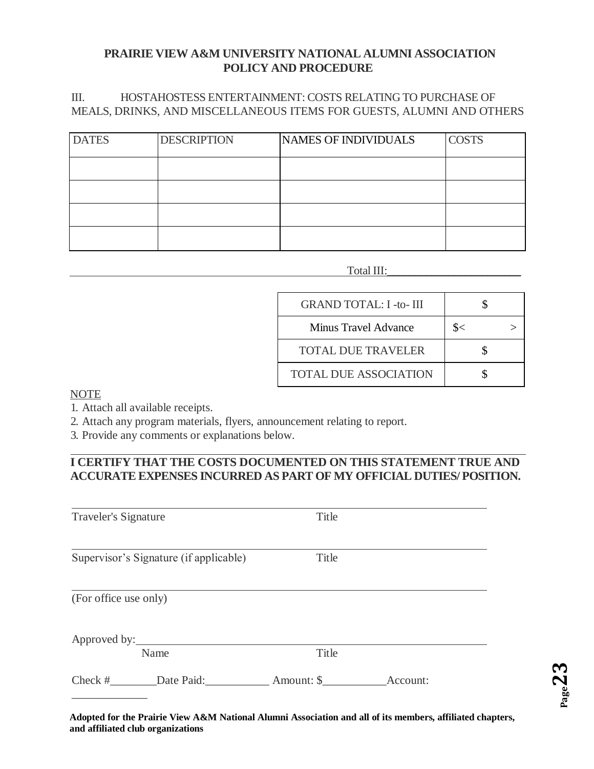**PRAIRIE VIEW A&M UNIVERSITY NATIONAL ALUMNI ASSOCIATION**
**POLICY AND PROCEDURE**

III. HOSTAHOSTESS ENTERTAINMENT: COSTS RELATING TO PURCHASE OF MEALS, DRINKS, AND MISCELLANEOUS ITEMS FOR GUESTS, ALUMNI AND OTHERS

| DATES | DESCRIPTION | NAMES OF INDIVIDUALS | COSTS |
|---|---|---|---|
| | | | |
| | | | |
| | | | |
| | | | |

Total III:________________________

| | |
|---|---|
| GRAND TOTAL: I -to- III | $ |
| Minus Travel Advance | $< > |
| TOTAL DUE TRAVELER | $ |
| TOTAL DUE ASSOCIATION | $ |

NOTE

1. Attach all available receipts.
2. Attach any program materials, flyers, announcement relating to report.
3. Provide any comments or explanations below.

**I CERTIFY THAT THE COSTS DOCUMENTED ON THIS STATEMENT TRUE AND ACCURATE EXPENSES INCURRED AS PART OF MY OFFICIAL DUTIES/ POSITION.**

___________________________________________________________

Traveler's Signature Title

___________________________________________________________

Supervisor's Signature (if applicable) Title

___________________________________________________________

(For office use only)

Approved by:___________________________________________________

Name Title

Check #________Date Paid:___________ Amount: $___________Account: _____________

**Adopted for the Prairie View A&M National Alumni Association and all of its members, affiliated chapters, and affiliated club organizations**